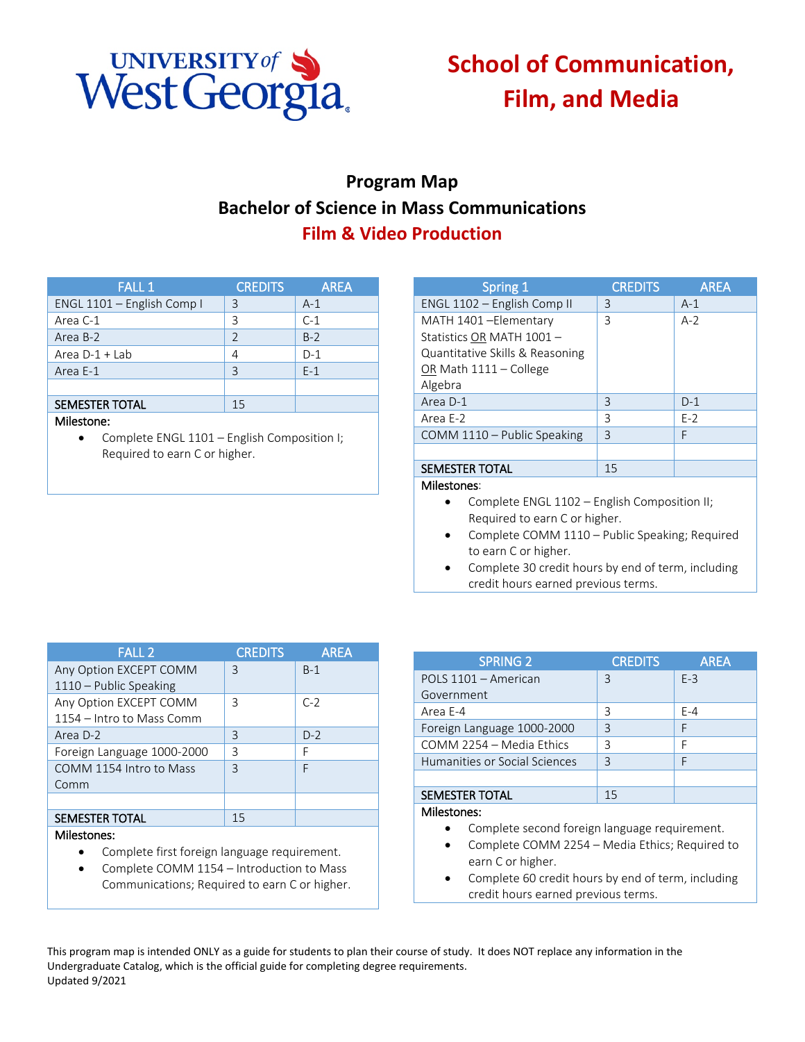UNIVERSITY of West Georgia

# School of Communication, Film, and Media

## Program Map
## Bachelor of Science in Mass Communications
## Film & Video Production

| FALL 1 | CREDITS | AREA |
|---|---|---|
| ENGL 1101 – English Comp I | 3 | A-1 |
| Area C-1 | 3 | C-1 |
| Area B-2 | 2 | B-2 |
| Area D-1 + Lab | 4 | D-1 |
| Area E-1 | 3 | E-1 |
| | | |
| SEMESTER TOTAL | 15 | |

Milestone:

- Complete ENGL 1101 – English Composition I; Required to earn C or higher.

| Spring 1 | CREDITS | AREA |
|---|---|---|
| ENGL 1102 – English Comp II | 3 | A-1 |
| MATH 1401 –Elementary Statistics OR MATH 1001 – Quantitative Skills & Reasoning OR Math 1111 – College Algebra | 3 | A-2 |
| Area D-1 | 3 | D-1 |
| Area E-2 | 3 | E-2 |
| COMM 1110 – Public Speaking | 3 | F |
| | | |
| SEMESTER TOTAL | 15 | |

Milestones:

- Complete ENGL 1102 – English Composition II; Required to earn C or higher.
- Complete COMM 1110 – Public Speaking; Required to earn C or higher.
- Complete 30 credit hours by end of term, including credit hours earned previous terms.

| FALL 2 | CREDITS | AREA |
|---|---|---|
| Any Option EXCEPT COMM 1110 – Public Speaking | 3 | B-1 |
| Any Option EXCEPT COMM 1154 – Intro to Mass Comm | 3 | C-2 |
| Area D-2 | 3 | D-2 |
| Foreign Language 1000-2000 | 3 | F |
| COMM 1154 Intro to Mass Comm | 3 | F |
| | | |
| SEMESTER TOTAL | 15 | |

Milestones:

- Complete first foreign language requirement.
- Complete COMM 1154 – Introduction to Mass Communications; Required to earn C or higher.

| SPRING 2 | CREDITS | AREA |
|---|---|---|
| POLS 1101 – American Government | 3 | E-3 |
| Area E-4 | 3 | E-4 |
| Foreign Language 1000-2000 | 3 | F |
| COMM 2254 – Media Ethics | 3 | F |
| Humanities or Social Sciences | 3 | F |
| | | |
| SEMESTER TOTAL | 15 | |

Milestones:

- Complete second foreign language requirement.
- Complete COMM 2254 – Media Ethics; Required to earn C or higher.
- Complete 60 credit hours by end of term, including credit hours earned previous terms.

This program map is intended ONLY as a guide for students to plan their course of study. It does NOT replace any information in the Undergraduate Catalog, which is the official guide for completing degree requirements.
Updated 9/2021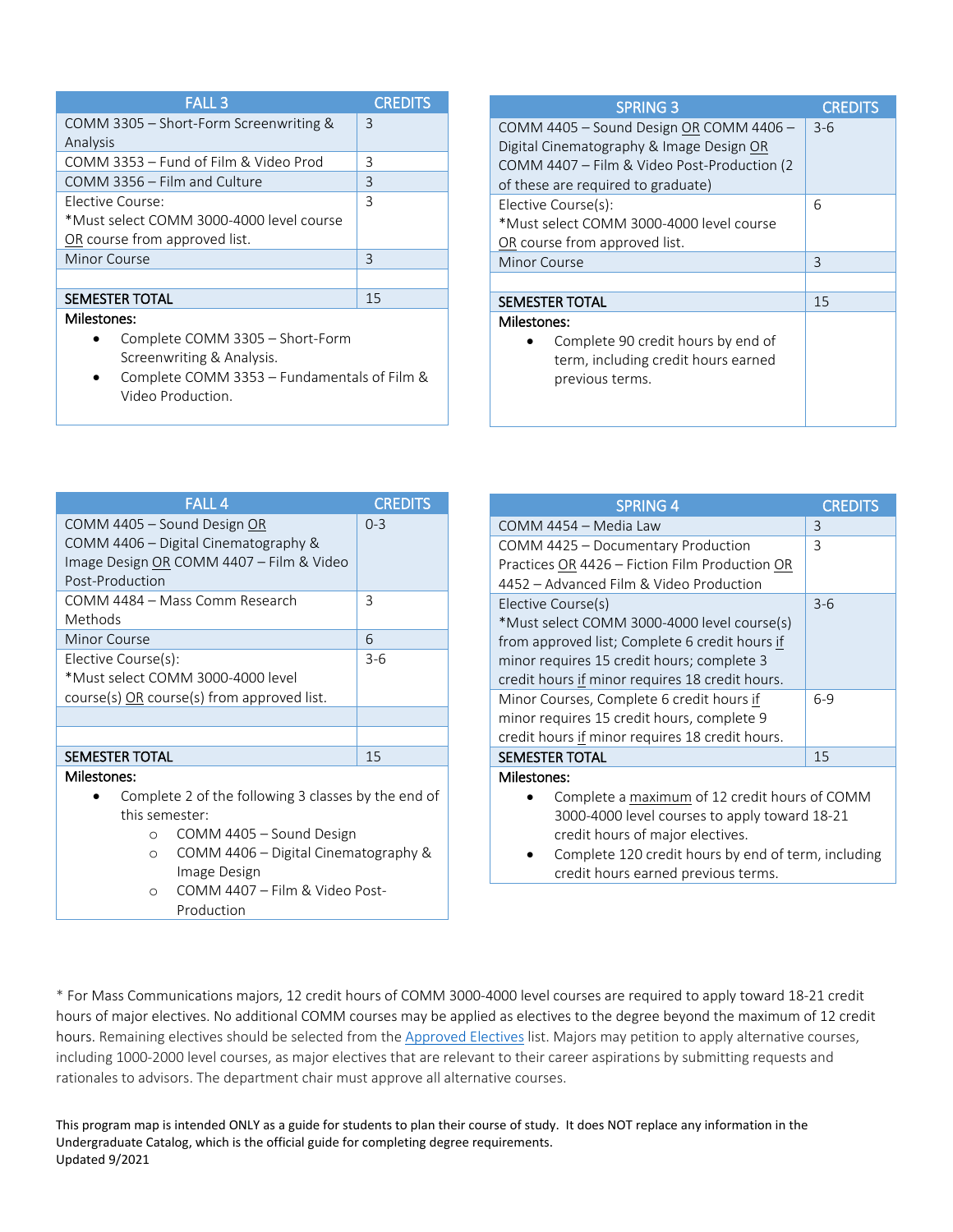| FALL 3 | CREDITS |
|---|---|
| COMM 3305 – Short-Form Screenwriting & Analysis | 3 |
| COMM 3353 – Fund of Film & Video Prod | 3 |
| COMM 3356 – Film and Culture | 3 |
| Elective Course: *Must select COMM 3000-4000 level course OR course from approved list. | 3 |
| Minor Course | 3 |
| | |
| SEMESTER TOTAL | 15 |

Milestones:

- Complete COMM 3305 – Short-Form Screenwriting & Analysis.
- Complete COMM 3353 – Fundamentals of Film & Video Production.

| SPRING 3 | CREDITS |
|---|---|
| COMM 4405 – Sound Design OR COMM 4406 – Digital Cinematography & Image Design OR COMM 4407 – Film & Video Post-Production (2 of these are required to graduate) | 3-6 |
| Elective Course(s): *Must select COMM 3000-4000 level course OR course from approved list. | 6 |
| Minor Course | 3 |
| | |
| SEMESTER TOTAL | 15 |

Milestones:

- Complete 90 credit hours by end of term, including credit hours earned previous terms.

| FALL 4 | CREDITS |
|---|---|
| COMM 4405 – Sound Design OR COMM 4406 – Digital Cinematography & Image Design OR COMM 4407 – Film & Video Post-Production | 0-3 |
| COMM 4484 – Mass Comm Research Methods | 3 |
| Minor Course | 6 |
| Elective Course(s): *Must select COMM 3000-4000 level course(s) OR course(s) from approved list. | 3-6 |
| | |
| | |
| SEMESTER TOTAL | 15 |

Milestones:

- Complete 2 of the following 3 classes by the end of this semester:
  - COMM 4405 – Sound Design
  - COMM 4406 – Digital Cinematography & Image Design
  - COMM 4407 – Film & Video Post-Production

| SPRING 4 | CREDITS |
|---|---|
| COMM 4454 – Media Law | 3 |
| COMM 4425 – Documentary Production Practices OR 4426 – Fiction Film Production OR 4452 – Advanced Film & Video Production | 3 |
| Elective Course(s) *Must select COMM 3000-4000 level course(s) from approved list; Complete 6 credit hours if minor requires 15 credit hours; complete 3 credit hours if minor requires 18 credit hours. | 3-6 |
| Minor Courses, Complete 6 credit hours if minor requires 15 credit hours, complete 9 credit hours if minor requires 18 credit hours. | 6-9 |
| SEMESTER TOTAL | 15 |

Milestones:

- Complete a maximum of 12 credit hours of COMM 3000-4000 level courses to apply toward 18-21 credit hours of major electives.
- Complete 120 credit hours by end of term, including credit hours earned previous terms.

* For Mass Communications majors, 12 credit hours of COMM 3000-4000 level courses are required to apply toward 18-21 credit hours of major electives. No additional COMM courses may be applied as electives to the degree beyond the maximum of 12 credit hours. Remaining electives should be selected from the Approved Electives list. Majors may petition to apply alternative courses, including 1000-2000 level courses, as major electives that are relevant to their career aspirations by submitting requests and rationales to advisors. The department chair must approve all alternative courses.

This program map is intended ONLY as a guide for students to plan their course of study. It does NOT replace any information in the Undergraduate Catalog, which is the official guide for completing degree requirements.
Updated 9/2021